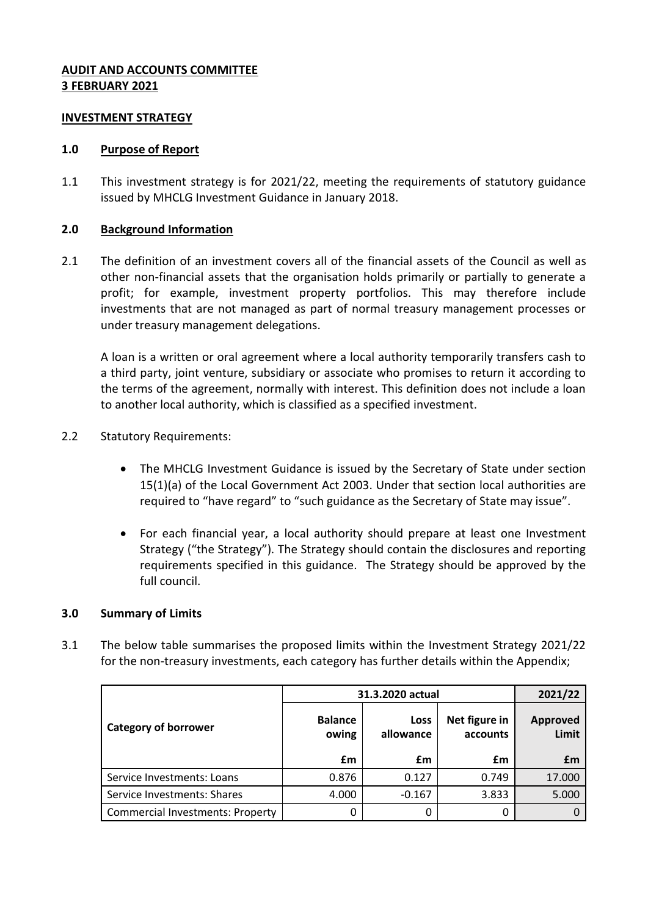**AUDIT AND ACCOUNTS COMMITTEE**
**3 FEBRUARY 2021**

**INVESTMENT STRATEGY**

## 1.0 Purpose of Report

1.1 This investment strategy is for 2021/22, meeting the requirements of statutory guidance issued by MHCLG Investment Guidance in January 2018.

## 2.0 Background Information

2.1 The definition of an investment covers all of the financial assets of the Council as well as other non-financial assets that the organisation holds primarily or partially to generate a profit; for example, investment property portfolios. This may therefore include investments that are not managed as part of normal treasury management processes or under treasury management delegations.

A loan is a written or oral agreement where a local authority temporarily transfers cash to a third party, joint venture, subsidiary or associate who promises to return it according to the terms of the agreement, normally with interest. This definition does not include a loan to another local authority, which is classified as a specified investment.

2.2 Statutory Requirements:

- The MHCLG Investment Guidance is issued by the Secretary of State under section 15(1)(a) of the Local Government Act 2003. Under that section local authorities are required to "have regard" to "such guidance as the Secretary of State may issue".
- For each financial year, a local authority should prepare at least one Investment Strategy ("the Strategy"). The Strategy should contain the disclosures and reporting requirements specified in this guidance. The Strategy should be approved by the full council.

## 3.0 Summary of Limits

3.1 The below table summarises the proposed limits within the Investment Strategy 2021/22 for the non-treasury investments, each category has further details within the Appendix;

| Category of borrower | 31.3.2020 actual | | | 2021/22 |
|---|---|---|---|---|
| | Balance owing | Loss allowance | Net figure in accounts | Approved Limit |
| | £m | £m | £m | £m |
| Service Investments: Loans | 0.876 | 0.127 | 0.749 | 17.000 |
| Service Investments: Shares | 4.000 | -0.167 | 3.833 | 5.000 |
| Commercial Investments: Property | 0 | 0 | 0 | 0 |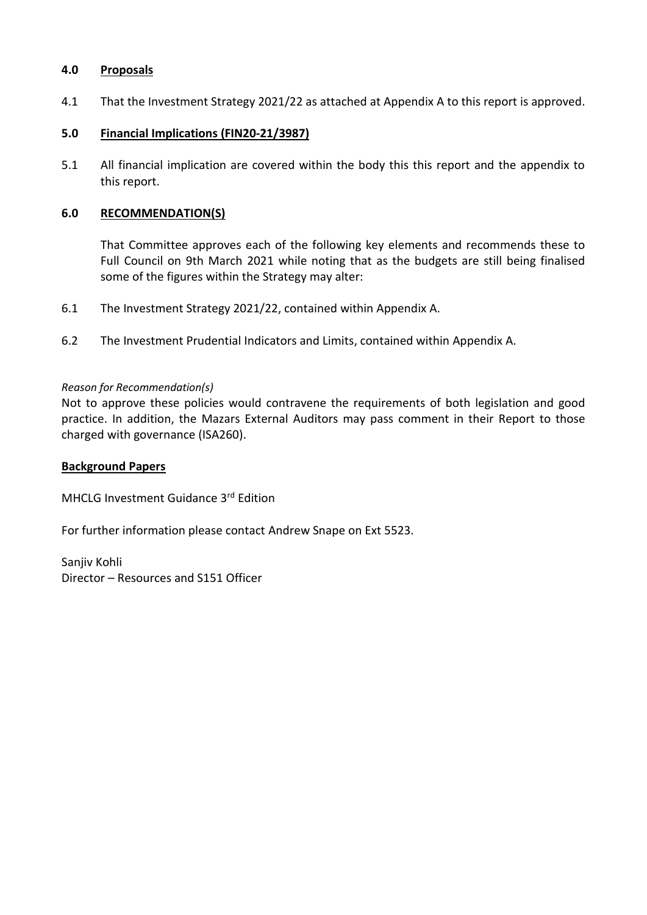## 4.0 Proposals

4.1 That the Investment Strategy 2021/22 as attached at Appendix A to this report is approved.

## 5.0 Financial Implications (FIN20-21/3987)

5.1 All financial implication are covered within the body this this report and the appendix to this report.

## 6.0 RECOMMENDATION(S)

That Committee approves each of the following key elements and recommends these to Full Council on 9th March 2021 while noting that as the budgets are still being finalised some of the figures within the Strategy may alter:

6.1 The Investment Strategy 2021/22, contained within Appendix A.

6.2 The Investment Prudential Indicators and Limits, contained within Appendix A.

*Reason for Recommendation(s)*

Not to approve these policies would contravene the requirements of both legislation and good practice. In addition, the Mazars External Auditors may pass comment in their Report to those charged with governance (ISA260).

**Background Papers**

MHCLG Investment Guidance 3rd Edition

For further information please contact Andrew Snape on Ext 5523.

Sanjiv Kohli
Director – Resources and S151 Officer